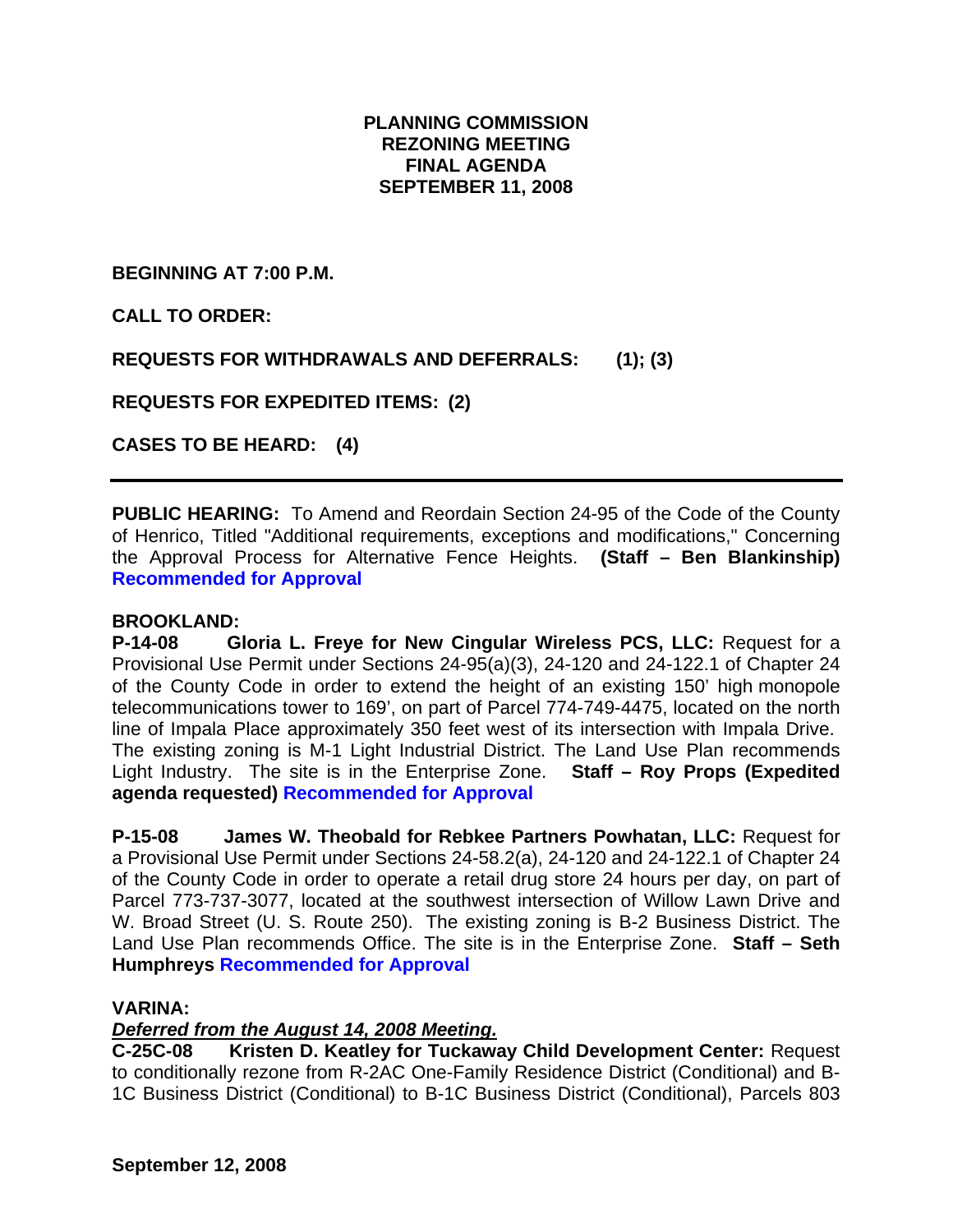**PLANNING COMMISSION**
**REZONING MEETING**
**FINAL AGENDA**
**SEPTEMBER 11, 2008**

**BEGINNING AT 7:00 P.M.**

**CALL TO ORDER:**

**REQUESTS FOR WITHDRAWALS AND DEFERRALS: (1); (3)**

**REQUESTS FOR EXPEDITED ITEMS: (2)**

**CASES TO BE HEARD: (4)**

---

**PUBLIC HEARING:** To Amend and Reordain Section 24-95 of the Code of the County of Henrico, Titled "Additional requirements, exceptions and modifications," Concerning the Approval Process for Alternative Fence Heights. **(Staff – Ben Blankinship)** **Recommended for Approval**

**BROOKLAND:**

**P-14-08 Gloria L. Freye for New Cingular Wireless PCS, LLC:** Request for a Provisional Use Permit under Sections 24-95(a)(3), 24-120 and 24-122.1 of Chapter 24 of the County Code in order to extend the height of an existing 150' high monopole telecommunications tower to 169', on part of Parcel 774-749-4475, located on the north line of Impala Place approximately 350 feet west of its intersection with Impala Drive. The existing zoning is M-1 Light Industrial District. The Land Use Plan recommends Light Industry. The site is in the Enterprise Zone. **Staff – Roy Props (Expedited agenda requested)** **Recommended for Approval**

**P-15-08 James W. Theobald for Rebkee Partners Powhatan, LLC:** Request for a Provisional Use Permit under Sections 24-58.2(a), 24-120 and 24-122.1 of Chapter 24 of the County Code in order to operate a retail drug store 24 hours per day, on part of Parcel 773-737-3077, located at the southwest intersection of Willow Lawn Drive and W. Broad Street (U. S. Route 250). The existing zoning is B-2 Business District. The Land Use Plan recommends Office. The site is in the Enterprise Zone. **Staff – Seth Humphreys** **Recommended for Approval**

**VARINA:**

***Deferred from the August 14, 2008 Meeting.***

**C-25C-08 Kristen D. Keatley for Tuckaway Child Development Center:** Request to conditionally rezone from R-2AC One-Family Residence District (Conditional) and B-1C Business District (Conditional) to B-1C Business District (Conditional), Parcels 803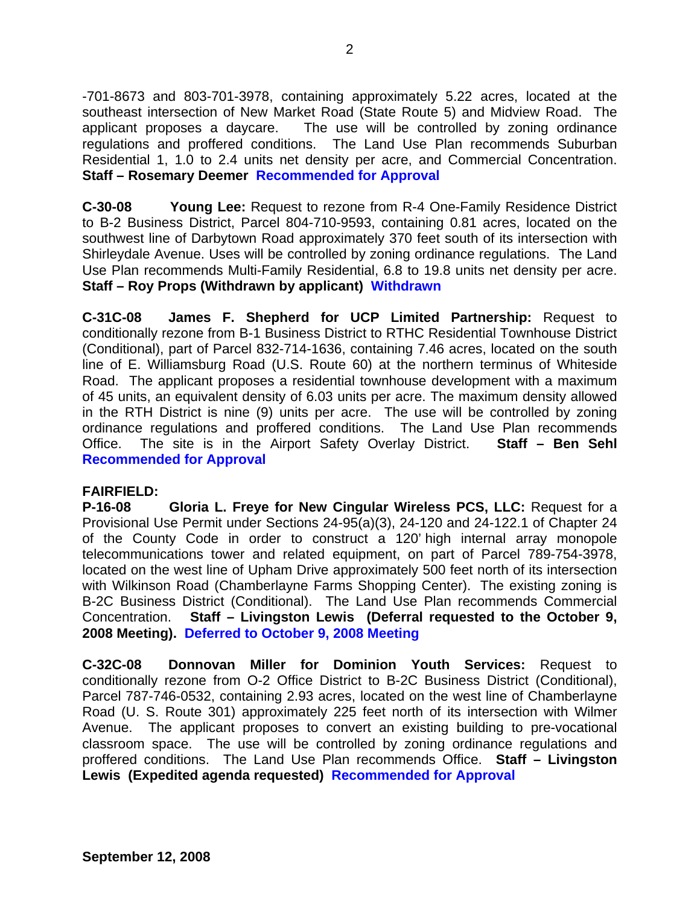-701-8673 and 803-701-3978, containing approximately 5.22 acres, located at the southeast intersection of New Market Road (State Route 5) and Midview Road. The applicant proposes a daycare. The use will be controlled by zoning ordinance regulations and proffered conditions. The Land Use Plan recommends Suburban Residential 1, 1.0 to 2.4 units net density per acre, and Commercial Concentration. **Staff – Rosemary Deemer Recommended for Approval**

**C-30-08 Young Lee:** Request to rezone from R-4 One-Family Residence District to B-2 Business District, Parcel 804-710-9593, containing 0.81 acres, located on the southwest line of Darbytown Road approximately 370 feet south of its intersection with Shirleydale Avenue. Uses will be controlled by zoning ordinance regulations. The Land Use Plan recommends Multi-Family Residential, 6.8 to 19.8 units net density per acre. **Staff – Roy Props (Withdrawn by applicant) Withdrawn**

**C-31C-08 James F. Shepherd for UCP Limited Partnership:** Request to conditionally rezone from B-1 Business District to RTHC Residential Townhouse District (Conditional), part of Parcel 832-714-1636, containing 7.46 acres, located on the south line of E. Williamsburg Road (U.S. Route 60) at the northern terminus of Whiteside Road. The applicant proposes a residential townhouse development with a maximum of 45 units, an equivalent density of 6.03 units per acre. The maximum density allowed in the RTH District is nine (9) units per acre. The use will be controlled by zoning ordinance regulations and proffered conditions. The Land Use Plan recommends Office. The site is in the Airport Safety Overlay District. **Staff – Ben Sehl Recommended for Approval**

**FAIRFIELD:**

**P-16-08 Gloria L. Freye for New Cingular Wireless PCS, LLC:** Request for a Provisional Use Permit under Sections 24-95(a)(3), 24-120 and 24-122.1 of Chapter 24 of the County Code in order to construct a 120' high internal array monopole telecommunications tower and related equipment, on part of Parcel 789-754-3978, located on the west line of Upham Drive approximately 500 feet north of its intersection with Wilkinson Road (Chamberlayne Farms Shopping Center). The existing zoning is B-2C Business District (Conditional). The Land Use Plan recommends Commercial Concentration. **Staff – Livingston Lewis (Deferral requested to the October 9, 2008 Meeting). Deferred to October 9, 2008 Meeting**

**C-32C-08 Donnovan Miller for Dominion Youth Services:** Request to conditionally rezone from O-2 Office District to B-2C Business District (Conditional), Parcel 787-746-0532, containing 2.93 acres, located on the west line of Chamberlayne Road (U. S. Route 301) approximately 225 feet north of its intersection with Wilmer Avenue. The applicant proposes to convert an existing building to pre-vocational classroom space. The use will be controlled by zoning ordinance regulations and proffered conditions. The Land Use Plan recommends Office. **Staff – Livingston Lewis (Expedited agenda requested) Recommended for Approval**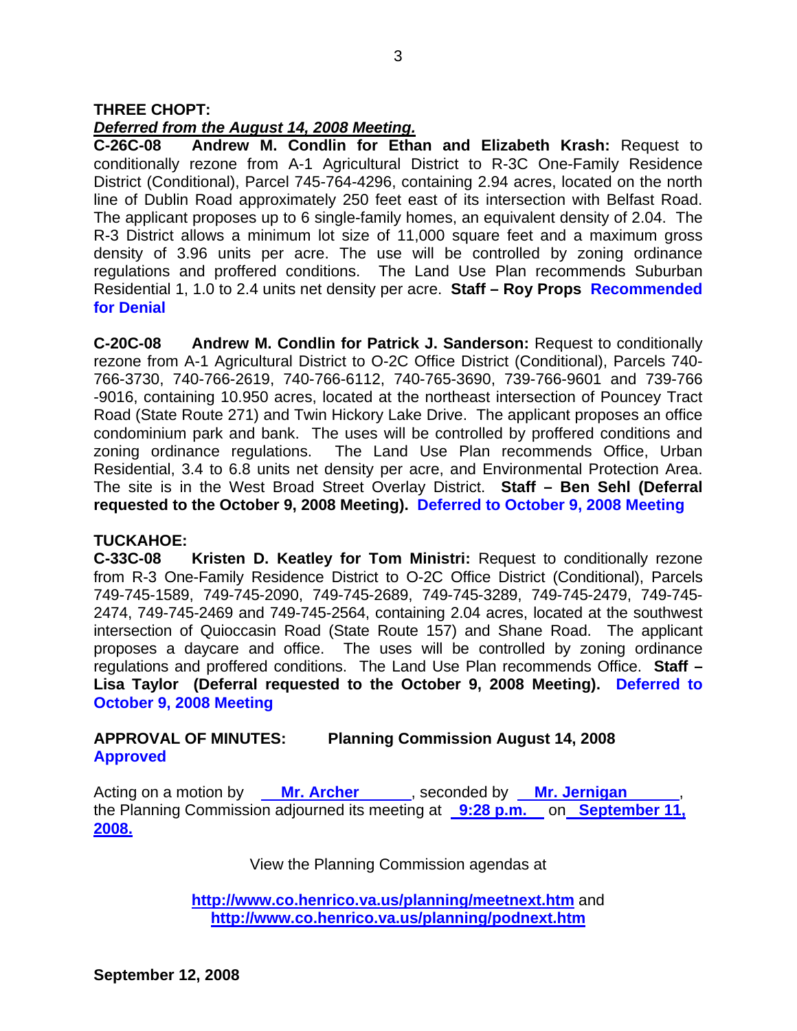**THREE CHOPT:**

***Deferred from the August 14, 2008 Meeting.***

**C-26C-08 Andrew M. Condlin for Ethan and Elizabeth Krash:** Request to conditionally rezone from A-1 Agricultural District to R-3C One-Family Residence District (Conditional), Parcel 745-764-4296, containing 2.94 acres, located on the north line of Dublin Road approximately 250 feet east of its intersection with Belfast Road. The applicant proposes up to 6 single-family homes, an equivalent density of 2.04. The R-3 District allows a minimum lot size of 11,000 square feet and a maximum gross density of 3.96 units per acre. The use will be controlled by zoning ordinance regulations and proffered conditions. The Land Use Plan recommends Suburban Residential 1, 1.0 to 2.4 units net density per acre. **Staff – Roy Props Recommended for Denial**

**C-20C-08 Andrew M. Condlin for Patrick J. Sanderson:** Request to conditionally rezone from A-1 Agricultural District to O-2C Office District (Conditional), Parcels 740-766-3730, 740-766-2619, 740-766-6112, 740-765-3690, 739-766-9601 and 739-766 -9016, containing 10.950 acres, located at the northeast intersection of Pouncey Tract Road (State Route 271) and Twin Hickory Lake Drive. The applicant proposes an office condominium park and bank. The uses will be controlled by proffered conditions and zoning ordinance regulations. The Land Use Plan recommends Office, Urban Residential, 3.4 to 6.8 units net density per acre, and Environmental Protection Area. The site is in the West Broad Street Overlay District. **Staff – Ben Sehl (Deferral requested to the October 9, 2008 Meeting). Deferred to October 9, 2008 Meeting**

**TUCKAHOE:**

**C-33C-08 Kristen D. Keatley for Tom Ministri:** Request to conditionally rezone from R-3 One-Family Residence District to O-2C Office District (Conditional), Parcels 749-745-1589, 749-745-2090, 749-745-2689, 749-745-3289, 749-745-2479, 749-745-2474, 749-745-2469 and 749-745-2564, containing 2.04 acres, located at the southwest intersection of Quioccasin Road (State Route 157) and Shane Road. The applicant proposes a daycare and office. The uses will be controlled by zoning ordinance regulations and proffered conditions. The Land Use Plan recommends Office. **Staff – Lisa Taylor (Deferral requested to the October 9, 2008 Meeting). Deferred to October 9, 2008 Meeting**

**APPROVAL OF MINUTES: Planning Commission August 14, 2008**
**Approved**

Acting on a motion by **Mr. Archer**, seconded by **Mr. Jernigan**, the Planning Commission adjourned its meeting at **9:28 p.m.** on **September 11, 2008.**

View the Planning Commission agendas at

**http://www.co.henrico.va.us/planning/meetnext.htm** and **http://www.co.henrico.va.us/planning/podnext.htm**

**September 12, 2008**